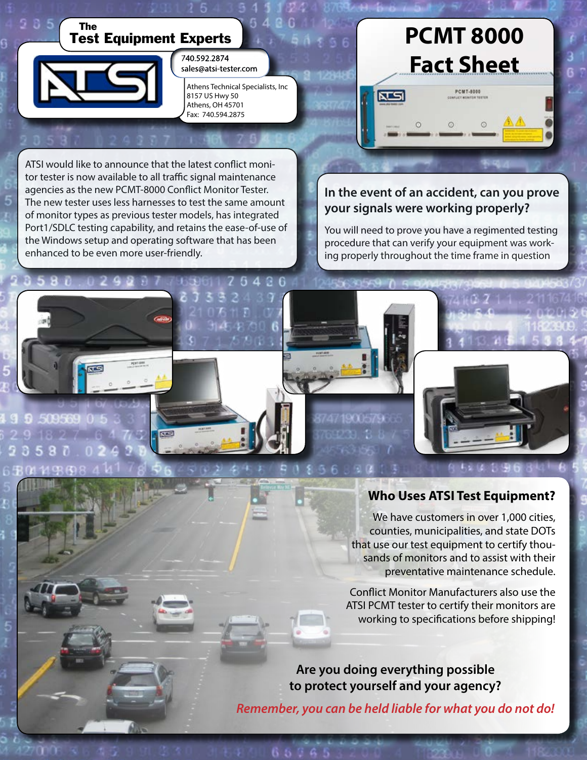The
# Test Equipment Experts

740.592.2874
sales@atsi-tester.com

Athens Technical Specialists, Inc
8157 US Hwy 50
Athens, OH 45701
Fax: 740.594.2875

# PCMT 8000 Fact Sheet

ATSI would like to announce that the latest conflict monitor tester is now available to all traffic signal maintenance agencies as the new PCMT-8000 Conflict Monitor Tester. The new tester uses less harnesses to test the same amount of monitor types as previous tester models, has integrated Port1/SDLC testing capability, and retains the ease-of-use of the Windows setup and operating software that has been enhanced to be even more user-friendly.

## In the event of an accident, can you prove your signals were working properly?

You will need to prove you have a regimented testing procedure that can verify your equipment was working properly throughout the time frame in question

## Who Uses ATSI Test Equipment?

We have customers in over 1,000 cities, counties, municipalities, and state DOTs that use our test equipment to certify thousands of monitors and to assist with their preventative maintenance schedule.

Conflict Monitor Manufacturers also use the ATSI PCMT tester to certify their monitors are working to specifications before shipping!

**Are you doing everything possible to protect yourself and your agency?**

***Remember, you can be held liable for what you do not do!***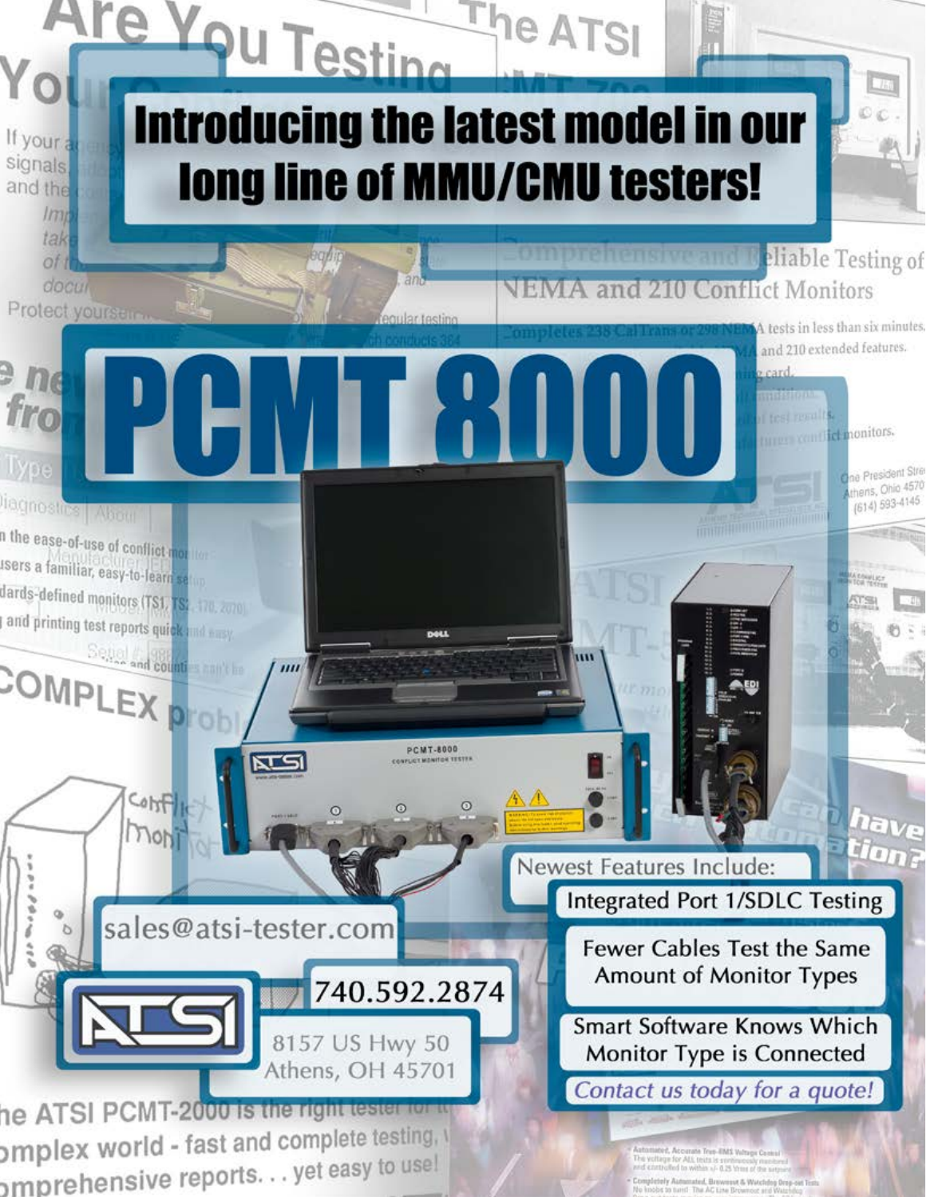# Introducing the latest model in our long line of MMU/CMU testers!

# PCMT 8000

Newest Features Include:

- Integrated Port 1/SDLC Testing
- Fewer Cables Test the Same Amount of Monitor Types
- Smart Software Knows Which Monitor Type is Connected

*Contact us today for a quote!*

sales@atsi-tester.com

740.592.2874

8157 US Hwy 50
Athens, OH 45701